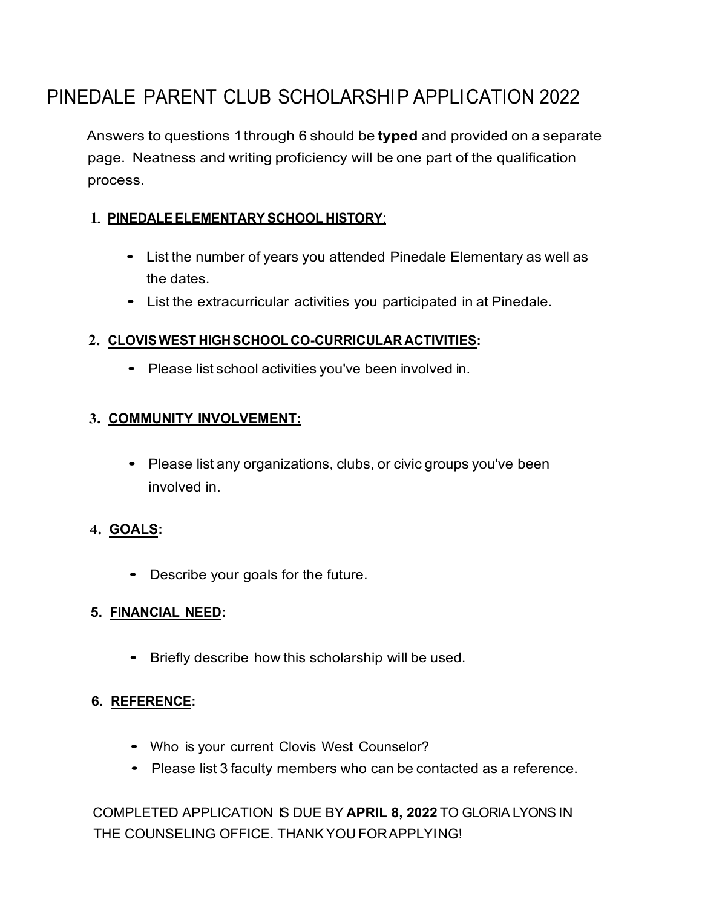# PINEDALE PARENT CLUB SCHOLARSHIP APPLICATION 2022

Answers to questions 1 through 6 should be **typed** and provided on a separate page. Neatness and writing proficiency will be one part of the qualification process.

1. **PINEDALE ELEMENTARY SCHOOL HISTORY**:
   - List the number of years you attended Pinedale Elementary as well as the dates.
   - List the extracurricular activities you participated in at Pinedale.

2. **CLOVIS WEST HIGH SCHOOL CO-CURRICULAR ACTIVITIES:**
   - Please list school activities you've been involved in.

3. **COMMUNITY INVOLVEMENT:**
   - Please list any organizations, clubs, or civic groups you've been involved in.

4. **GOALS:**
   - Describe your goals for the future.

5. **FINANCIAL NEED:**
   - Briefly describe how this scholarship will be used.

6. **REFERENCE:**
   - Who is your current Clovis West Counselor?
   - Please list 3 faculty members who can be contacted as a reference.

COMPLETED APPLICATION IS DUE BY **APRIL 8, 2022** TO GLORIA LYONS IN THE COUNSELING OFFICE. THANK YOU FOR APPLYING!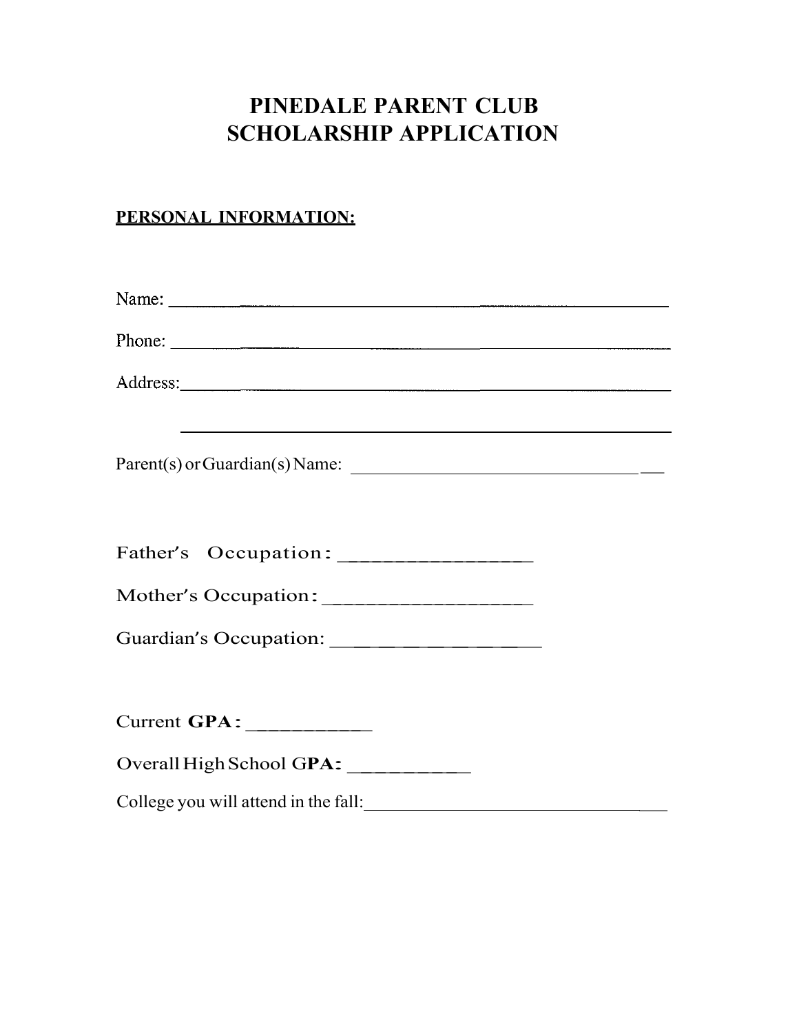# PINEDALE PARENT CLUB
# SCHOLARSHIP APPLICATION

**PERSONAL INFORMATION:**

Name: ______________________________________________

Phone: ______________________________________________

Address: ______________________________________________

______________________________________________

Parent(s) or Guardian(s) Name: ________________________________

Father's Occupation: ________________

Mother's Occupation: __________________

Guardian's Occupation: __________________

Current **GPA:** ___________

Overall High School G**PA:** ___________

College you will attend in the fall: ________________________________